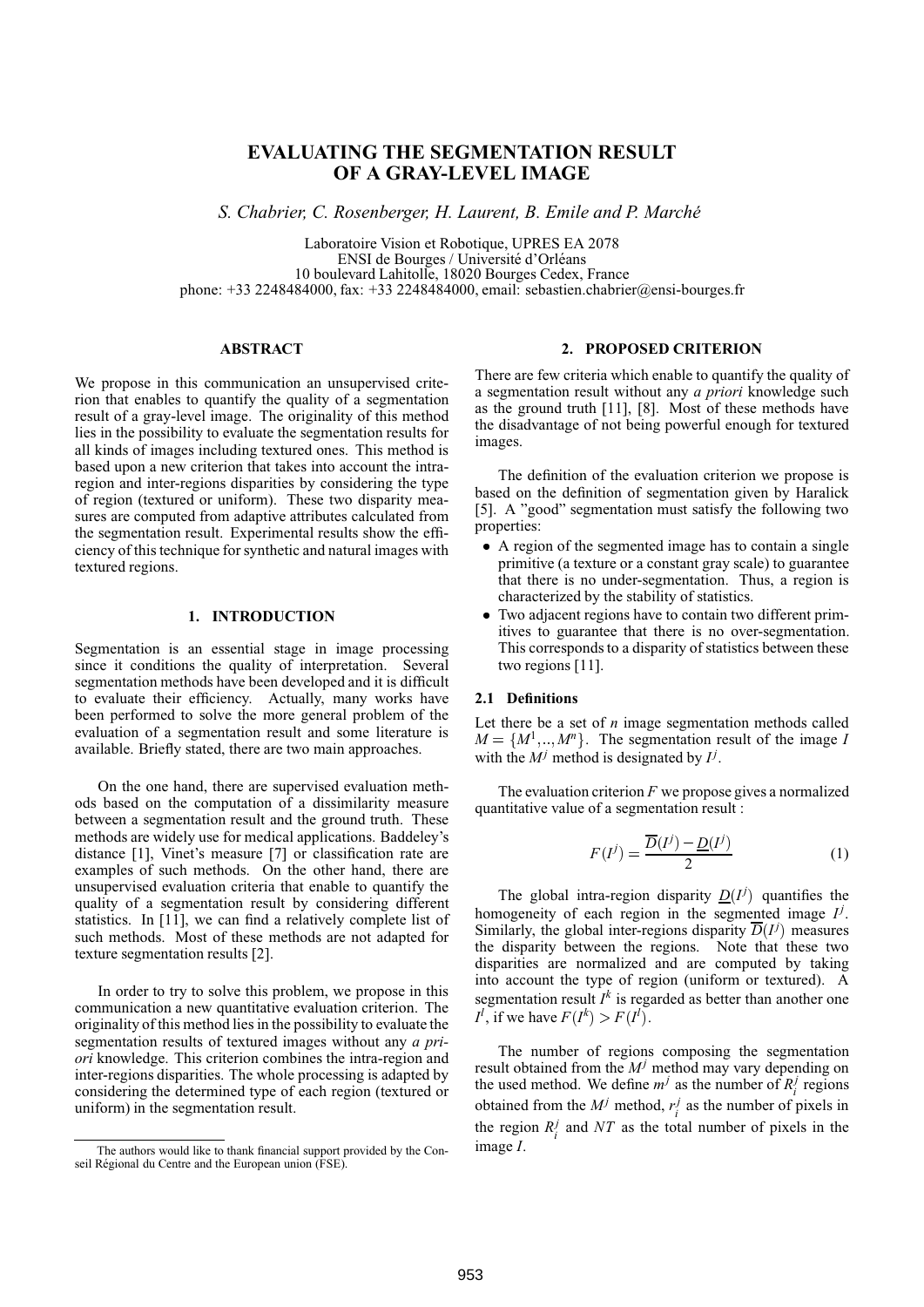# EVALUATING THE SEGMENTATION RESULT OF A GRAY-LEVEL IMAGE

*S. Chabrier, C. Rosenberger, H. Laurent, B. Emile and P. Marché*

Laboratoire Vision et Robotique, UPRES EA 2078
ENSI de Bourges / Université d'Orléans
10 boulevard Lahitolle, 18020 Bourges Cedex, France
phone: +33 2248484000, fax: +33 2248484000, email: sebastien.chabrier@ensi-bourges.fr

## ABSTRACT

We propose in this communication an unsupervised criterion that enables to quantify the quality of a segmentation result of a gray-level image. The originality of this method lies in the possibility to evaluate the segmentation results for all kinds of images including textured ones. This method is based upon a new criterion that takes into account the intra-region and inter-regions disparities by considering the type of region (textured or uniform). These two disparity measures are computed from adaptive attributes calculated from the segmentation result. Experimental results show the efficiency of this technique for synthetic and natural images with textured regions.

## 1. INTRODUCTION

Segmentation is an essential stage in image processing since it conditions the quality of interpretation. Several segmentation methods have been developed and it is difficult to evaluate their efficiency. Actually, many works have been performed to solve the more general problem of the evaluation of a segmentation result and some literature is available. Briefly stated, there are two main approaches.

On the one hand, there are supervised evaluation methods based on the computation of a dissimilarity measure between a segmentation result and the ground truth. These methods are widely use for medical applications. Baddeley's distance [1], Vinet's measure [7] or classification rate are examples of such methods. On the other hand, there are unsupervised evaluation criteria that enable to quantify the quality of a segmentation result by considering different statistics. In [11], we can find a relatively complete list of such methods. Most of these methods are not adapted for texture segmentation results [2].

In order to try to solve this problem, we propose in this communication a new quantitative evaluation criterion. The originality of this method lies in the possibility to evaluate the segmentation results of textured images without any *a priori* knowledge. This criterion combines the intra-region and inter-regions disparities. The whole processing is adapted by considering the determined type of each region (textured or uniform) in the segmentation result.

The authors would like to thank financial support provided by the Conseil Régional du Centre and the European union (FSE).

## 2. PROPOSED CRITERION

There are few criteria which enable to quantify the quality of a segmentation result without any *a priori* knowledge such as the ground truth [11], [8]. Most of these methods have the disadvantage of not being powerful enough for textured images.

The definition of the evaluation criterion we propose is based on the definition of segmentation given by Haralick [5]. A "good" segmentation must satisfy the following two properties:

- A region of the segmented image has to contain a single primitive (a texture or a constant gray scale) to guarantee that there is no under-segmentation. Thus, a region is characterized by the stability of statistics.
- Two adjacent regions have to contain two different primitives to guarantee that there is no over-segmentation. This corresponds to a disparity of statistics between these two regions [11].

### 2.1 Definitions

Let there be a set of $n$ image segmentation methods called $M = \{M^1,..,M^n\}$. The segmentation result of the image $I$ with the $M^j$ method is designated by $I^j$.

The evaluation criterion $F$ we propose gives a normalized quantitative value of a segmentation result :

$$F(I^j) = \frac{\overline{D}(I^j) - \underline{D}(I^j)}{2} \quad (1)$$

The global intra-region disparity $\underline{D}(I^j)$ quantifies the homogeneity of each region in the segmented image $I^j$. Similarly, the global inter-regions disparity $\overline{D}(I^j)$ measures the disparity between the regions. Note that these two disparities are normalized and are computed by taking into account the type of region (uniform or textured). A segmentation result $I^k$ is regarded as better than another one $I^l$, if we have $F(I^k) > F(I^l)$.

The number of regions composing the segmentation result obtained from the $M^j$ method may vary depending on the used method. We define $m^j$ as the number of $R_i^j$ regions obtained from the $M^j$ method, $r_i^j$ as the number of pixels in the region $R_i^j$ and $NT$ as the total number of pixels in the image $I$.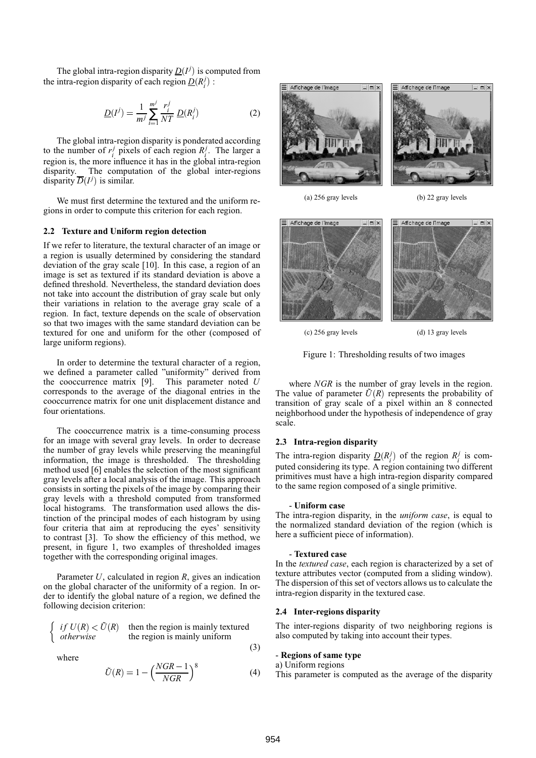The global intra-region disparity $\underline{D}(I^j)$ is computed from the intra-region disparity of each region $\underline{D}(R_i^j)$ :

$$\underline{D}(I^j) = \frac{1}{m^j} \sum_{i=1}^{m^j} \frac{r_i^j}{NT} \underline{D}(R_i^j) \qquad (2)$$

The global intra-region disparity is ponderated according to the number of $r_i^j$ pixels of each region $R_i^j$. The larger a region is, the more influence it has in the global intra-region disparity. The computation of the global inter-regions disparity $\overline{D}(I^j)$ is similar.

We must first determine the textured and the uniform regions in order to compute this criterion for each region.

### 2.2 Texture and Uniform region detection

If we refer to literature, the textural character of an image or a region is usually determined by considering the standard deviation of the gray scale [10]. In this case, a region of an image is set as textured if its standard deviation is above a defined threshold. Nevertheless, the standard deviation does not take into account the distribution of gray scale but only their variations in relation to the average gray scale of a region. In fact, texture depends on the scale of observation so that two images with the same standard deviation can be textured for one and uniform for the other (composed of large uniform regions).

In order to determine the textural character of a region, we defined a parameter called "uniformity" derived from the cooccurrence matrix [9]. This parameter noted $U$ corresponds to the average of the diagonal entries in the cooccurrence matrix for one unit displacement distance and four orientations.

The cooccurrence matrix is a time-consuming process for an image with several gray levels. In order to decrease the number of gray levels while preserving the meaningful information, the image is thresholded. The thresholding method used [6] enables the selection of the most significant gray levels after a local analysis of the image. This approach consists in sorting the pixels of the image by comparing their gray levels with a threshold computed from transformed local histograms. The transformation used allows the distinction of the principal modes of each histogram by using four criteria that aim at reproducing the eyes' sensitivity to contrast [3]. To show the efficiency of this method, we present, in figure 1, two examples of thresholded images together with the corresponding original images.

(a) 256 gray levels (b) 22 gray levels

(c) 256 gray levels (d) 13 gray levels

Figure 1: Thresholding results of two images

Parameter $U$, calculated in region $R$, gives an indication on the global character of the uniformity of a region. In order to identify the global nature of a region, we defined the following decision criterion:

$$\begin{cases} if\ U(R) < \tilde{U}(R) & \text{then the region is mainly textured} \\ otherwise & \text{the region is mainly uniform} \end{cases} \qquad (3)$$

where

$$\tilde{U}(R) = 1 - \left(\frac{NGR - 1}{NGR}\right)^8 \qquad (4)$$

where $NGR$ is the number of gray levels in the region. The value of parameter $\tilde{U}(R)$ represents the probability of transition of gray scale of a pixel within an 8 connected neighborhood under the hypothesis of independence of gray scale.

### 2.3 Intra-region disparity

The intra-region disparity $\underline{D}(R_i^j)$ of the region $R_i^j$ is computed considering its type. A region containing two different primitives must have a high intra-region disparity compared to the same region composed of a single primitive.

**- Uniform case**

The intra-region disparity, in the *uniform case*, is equal to the normalized standard deviation of the region (which is here a sufficient piece of information).

**- Textured case**

In the *textured case*, each region is characterized by a set of texture attributes vector (computed from a sliding window). The dispersion of this set of vectors allows us to calculate the intra-region disparity in the textured case.

### 2.4 Inter-regions disparity

The inter-regions disparity of two neighboring regions is also computed by taking into account their types.

**- Regions of same type**

a) Uniform regions

This parameter is computed as the average of the disparity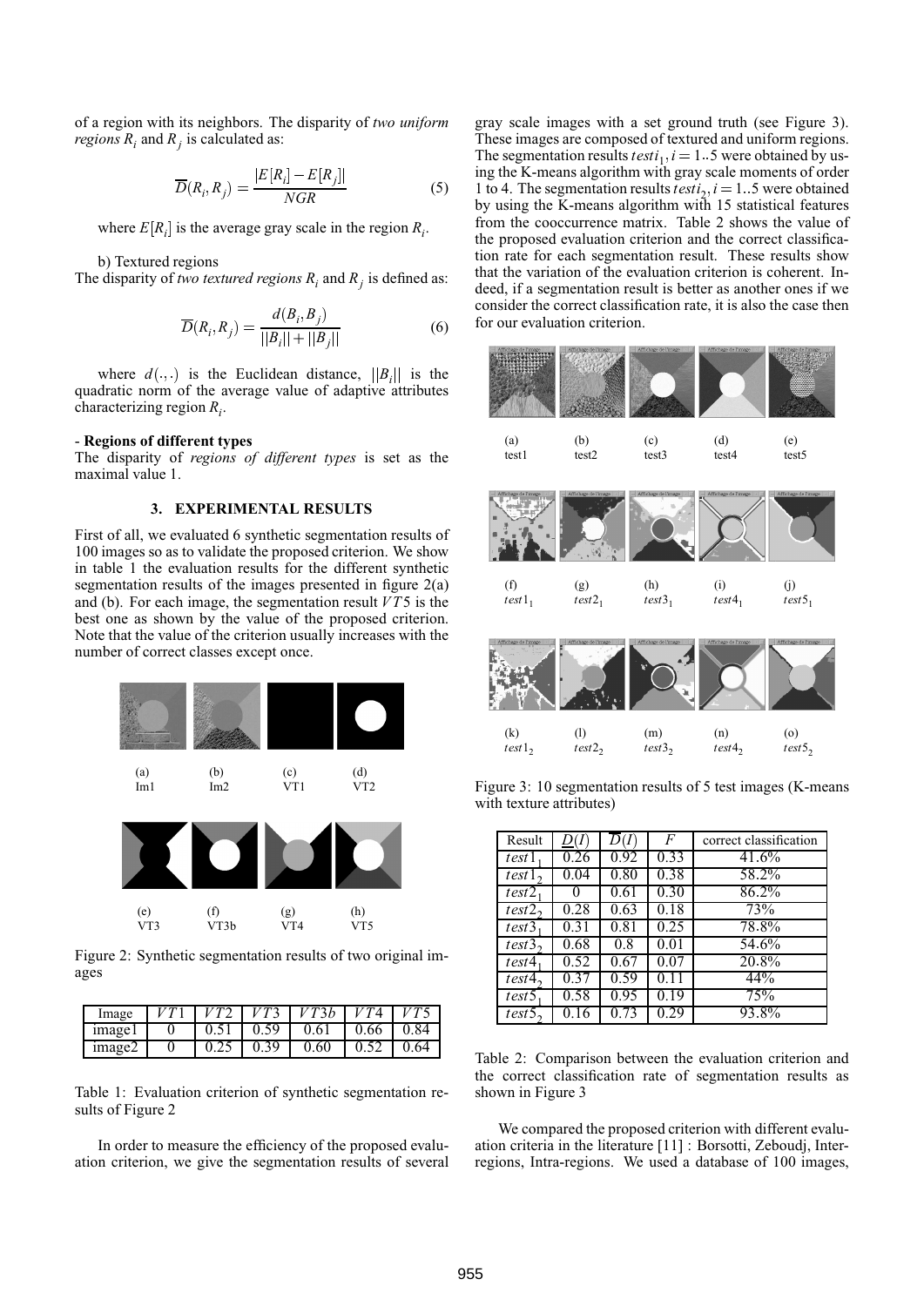of a region with its neighbors. The disparity of *two uniform regions* $R_i$ and $R_j$ is calculated as:

$$\overline{D}(R_i, R_j) = \frac{|E[R_i] - E[R_j]|}{NGR} \tag{5}$$

where $E[R_i]$ is the average gray scale in the region $R_i$.

b) Textured regions

The disparity of *two textured regions* $R_i$ and $R_j$ is defined as:

$$\overline{D}(R_i, R_j) = \frac{d(B_i, B_j)}{||B_i|| + ||B_j||} \tag{6}$$

where $d(.,.)$ is the Euclidean distance, $||B_i||$ is the quadratic norm of the average value of adaptive attributes characterizing region $R_i$.

**- Regions of different types**

The disparity of *regions of different types* is set as the maximal value 1.

## 3. EXPERIMENTAL RESULTS

First of all, we evaluated 6 synthetic segmentation results of 100 images so as to validate the proposed criterion. We show in table 1 the evaluation results for the different synthetic segmentation results of the images presented in figure 2(a) and (b). For each image, the segmentation result $VT5$ is the best one as shown by the value of the proposed criterion. Note that the value of the criterion usually increases with the number of correct classes except once.

(a) Im1 (b) Im2 (c) VT1 (d) VT2

(e) VT3 (f) VT3b (g) VT4 (h) VT5

Figure 2: Synthetic segmentation results of two original images

| Image | $VT1$ | $VT2$ | $VT3$ | $VT3b$ | $VT4$ | $VT5$ |
|---|---|---|---|---|---|---|
| image1 | 0 | 0.51 | 0.59 | 0.61 | 0.66 | 0.84 |
| image2 | 0 | 0.25 | 0.39 | 0.60 | 0.52 | 0.64 |

Table 1: Evaluation criterion of synthetic segmentation results of Figure 2

In order to measure the efficiency of the proposed evaluation criterion, we give the segmentation results of several gray scale images with a set ground truth (see Figure 3). These images are composed of textured and uniform regions. The segmentation results $testi_1, i = 1..5$ were obtained by using the K-means algorithm with gray scale moments of order 1 to 4. The segmentation results $testi_2, i = 1..5$ were obtained by using the K-means algorithm with 15 statistical features from the cooccurrence matrix. Table 2 shows the value of the proposed evaluation criterion and the correct classification rate for each segmentation result. These results show that the variation of the evaluation criterion is coherent. Indeed, if a segmentation result is better as another ones if we consider the correct classification rate, it is also the case then for our evaluation criterion.

(a) test1 (b) test2 (c) test3 (d) test4 (e) test5

(f) $test1_1$ (g) $test2_1$ (h) $test3_1$ (i) $test4_1$ (j) $test5_1$

(k) $test1_2$ (l) $test2_2$ (m) $test3_2$ (n) $test4_2$ (o) $test5_2$

Figure 3: 10 segmentation results of 5 test images (K-means with texture attributes)

| Result | $\underline{D}(I)$ | $\overline{D}(I)$ | $F$ | correct classification |
|---|---|---|---|---|
| $test1_1$ | 0.26 | 0.92 | 0.33 | 41.6% |
| $test1_2$ | 0.04 | 0.80 | 0.38 | 58.2% |
| $test2_1$ | 0 | 0.61 | 0.30 | 86.2% |
| $test2_2$ | 0.28 | 0.63 | 0.18 | 73% |
| $test3_1$ | 0.31 | 0.81 | 0.25 | 78.8% |
| $test3_2$ | 0.68 | 0.8 | 0.01 | 54.6% |
| $test4_1$ | 0.52 | 0.67 | 0.07 | 20.8% |
| $test4_2$ | 0.37 | 0.59 | 0.11 | 44% |
| $test5_1$ | 0.58 | 0.95 | 0.19 | 75% |
| $test5_2$ | 0.16 | 0.73 | 0.29 | 93.8% |

Table 2: Comparison between the evaluation criterion and the correct classification rate of segmentation results as shown in Figure 3

We compared the proposed criterion with different evaluation criteria in the literature [11] : Borsotti, Zeboudj, Inter-regions, Intra-regions. We used a database of 100 images,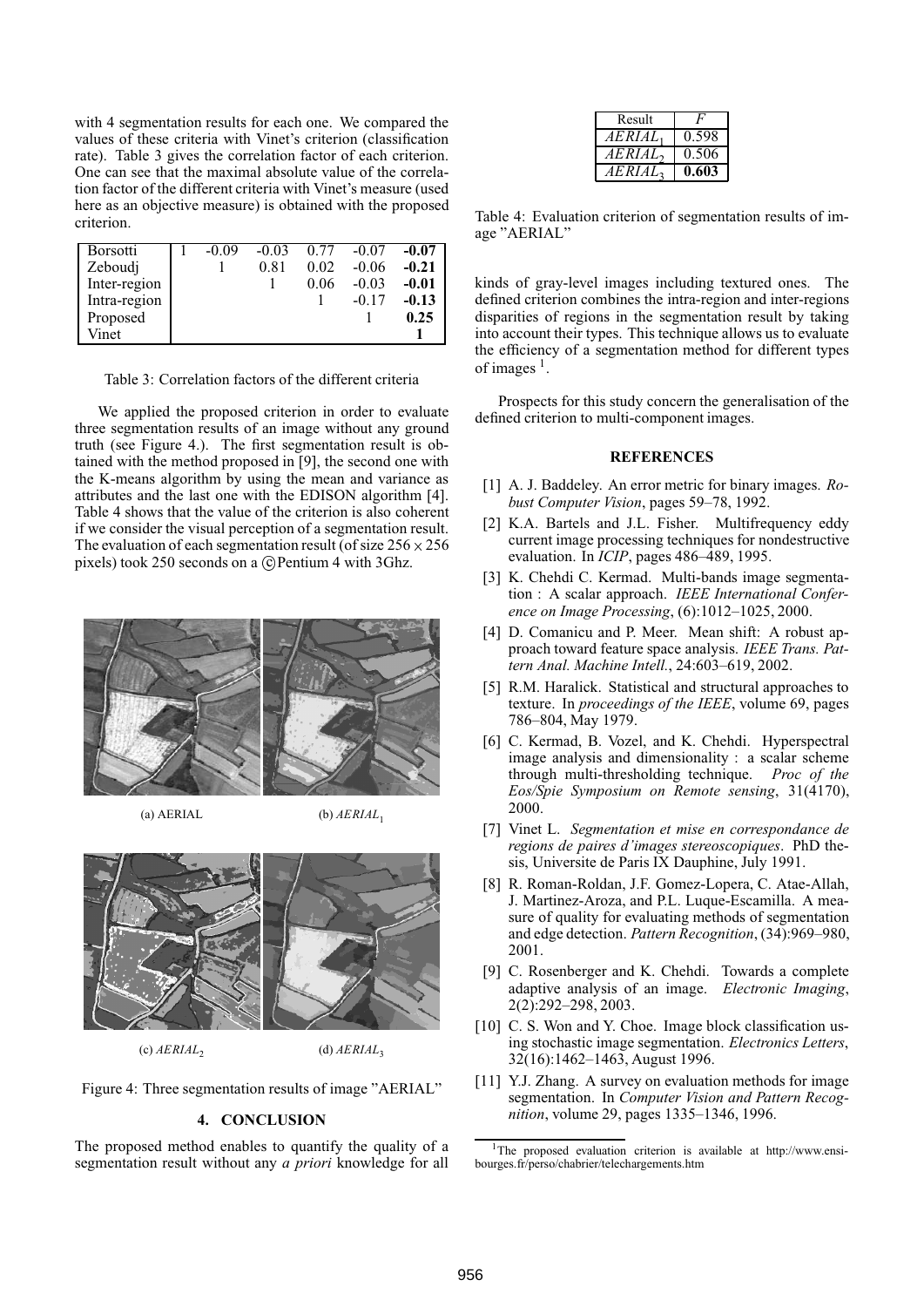with 4 segmentation results for each one. We compared the values of these criteria with Vinet's criterion (classification rate). Table 3 gives the correlation factor of each criterion. One can see that the maximal absolute value of the correlation factor of the different criteria with Vinet's measure (used here as an objective measure) is obtained with the proposed criterion.

| | | | | | | |
|---|---|---|---|---|---|---|
| Borsotti | 1 | -0.09 | -0.03 | 0.77 | -0.07 | **-0.07** |
| Zeboudj | | 1 | 0.81 | 0.02 | -0.06 | **-0.21** |
| Inter-region | | | 1 | 0.06 | -0.03 | **-0.01** |
| Intra-region | | | | 1 | -0.17 | **-0.13** |
| Proposed | | | | | 1 | **0.25** |
| Vinet | | | | | | **1** |

Table 3: Correlation factors of the different criteria

We applied the proposed criterion in order to evaluate three segmentation results of an image without any ground truth (see Figure 4.). The first segmentation result is obtained with the method proposed in [9], the second one with the K-means algorithm by using the mean and variance as attributes and the last one with the EDISON algorithm [4]. Table 4 shows that the value of the criterion is also coherent if we consider the visual perception of a segmentation result. The evaluation of each segmentation result (of size $256 \times 256$ pixels) took 250 seconds on a ©Pentium 4 with 3Ghz.

(a) AERIAL (b) $AERIAL_1$

(c) $AERIAL_2$ (d) $AERIAL_3$

Figure 4: Three segmentation results of image "AERIAL"

| Result | $F$ |
|---|---|
| $AERIAL_1$ | 0.598 |
| $AERIAL_2$ | 0.506 |
| $AERIAL_3$ | **0.603** |

Table 4: Evaluation criterion of segmentation results of image "AERIAL"

## 4. CONCLUSION

The proposed method enables to quantify the quality of a segmentation result without any *a priori* knowledge for all kinds of gray-level images including textured ones. The defined criterion combines the intra-region and inter-regions disparities of regions in the segmentation result by taking into account their types. This technique allows us to evaluate the efficiency of a segmentation method for different types of images [1].

Prospects for this study concern the generalisation of the defined criterion to multi-component images.

## REFERENCES

[1] A. J. Baddeley. An error metric for binary images. *Robust Computer Vision*, pages 59–78, 1992.

[2] K.A. Bartels and J.L. Fisher. Multifrequency eddy current image processing techniques for nondestructive evaluation. In *ICIP*, pages 486–489, 1995.

[3] K. Chehdi C. Kermad. Multi-bands image segmentation : A scalar approach. *IEEE International Conference on Image Processing*, (6):1012–1025, 2000.

[4] D. Comanicu and P. Meer. Mean shift: A robust approach toward feature space analysis. *IEEE Trans. Pattern Anal. Machine Intell.*, 24:603–619, 2002.

[5] R.M. Haralick. Statistical and structural approaches to texture. In *proceedings of the IEEE*, volume 69, pages 786–804, May 1979.

[6] C. Kermad, B. Vozel, and K. Chehdi. Hyperspectral image analysis and dimensionality : a scalar scheme through multi-thresholding technique. *Proc of the Eos/Spie Symposium on Remote sensing*, 31(4170), 2000.

[7] Vinet L. *Segmentation et mise en correspondance de regions de paires d'images stereoscopiques*. PhD thesis, Universite de Paris IX Dauphine, July 1991.

[8] R. Roman-Roldan, J.F. Gomez-Lopera, C. Atae-Allah, J. Martinez-Aroza, and P.L. Luque-Escamilla. A measure of quality for evaluating methods of segmentation and edge detection. *Pattern Recognition*, (34):969–980, 2001.

[9] C. Rosenberger and K. Chehdi. Towards a complete adaptive analysis of an image. *Electronic Imaging*, 2(2):292–298, 2003.

[10] C. S. Won and Y. Choe. Image block classification using stochastic image segmentation. *Electronics Letters*, 32(16):1462–1463, August 1996.

[11] Y.J. Zhang. A survey on evaluation methods for image segmentation. In *Computer Vision and Pattern Recognition*, volume 29, pages 1335–1346, 1996.

[1] The proposed evaluation criterion is available at http://www.ensi-bourges.fr/perso/chabrier/telechargements.htm